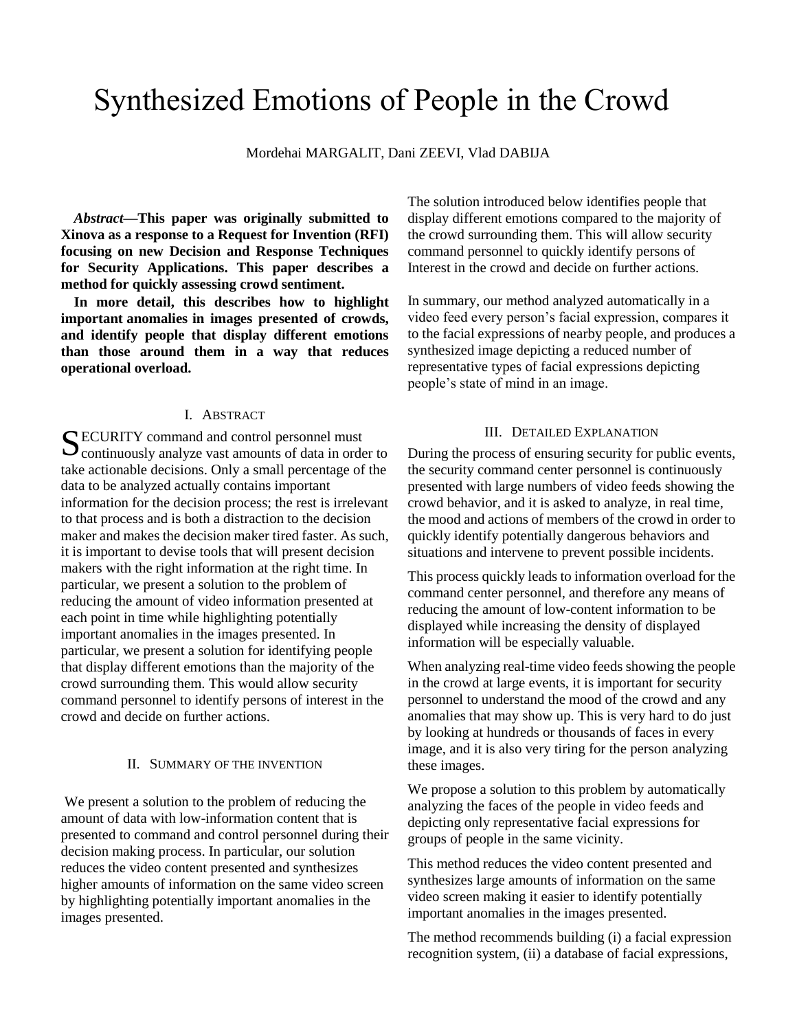# Synthesized Emotions of People in the Crowd

Mordehai MARGALIT, Dani ZEEVI, Vlad DABIJA

***Abstract*—This paper was originally submitted to Xinova as a response to a Request for Invention (RFI) focusing on new Decision and Response Techniques for Security Applications. This paper describes a method for quickly assessing crowd sentiment.**

**In more detail, this describes how to highlight important anomalies in images presented of crowds, and identify people that display different emotions than those around them in a way that reduces operational overload.**

## I. Abstract

SECURITY command and control personnel must continuously analyze vast amounts of data in order to take actionable decisions. Only a small percentage of the data to be analyzed actually contains important information for the decision process; the rest is irrelevant to that process and is both a distraction to the decision maker and makes the decision maker tired faster. As such, it is important to devise tools that will present decision makers with the right information at the right time. In particular, we present a solution to the problem of reducing the amount of video information presented at each point in time while highlighting potentially important anomalies in the images presented. In particular, we present a solution for identifying people that display different emotions than the majority of the crowd surrounding them. This would allow security command personnel to identify persons of interest in the crowd and decide on further actions.

## II. Summary of the Invention

We present a solution to the problem of reducing the amount of data with low-information content that is presented to command and control personnel during their decision making process. In particular, our solution reduces the video content presented and synthesizes higher amounts of information on the same video screen by highlighting potentially important anomalies in the images presented.

The solution introduced below identifies people that display different emotions compared to the majority of the crowd surrounding them. This will allow security command personnel to quickly identify persons of Interest in the crowd and decide on further actions.

In summary, our method analyzed automatically in a video feed every person's facial expression, compares it to the facial expressions of nearby people, and produces a synthesized image depicting a reduced number of representative types of facial expressions depicting people's state of mind in an image.

## III. Detailed Explanation

During the process of ensuring security for public events, the security command center personnel is continuously presented with large numbers of video feeds showing the crowd behavior, and it is asked to analyze, in real time, the mood and actions of members of the crowd in order to quickly identify potentially dangerous behaviors and situations and intervene to prevent possible incidents.

This process quickly leads to information overload for the command center personnel, and therefore any means of reducing the amount of low-content information to be displayed while increasing the density of displayed information will be especially valuable.

When analyzing real-time video feeds showing the people in the crowd at large events, it is important for security personnel to understand the mood of the crowd and any anomalies that may show up. This is very hard to do just by looking at hundreds or thousands of faces in every image, and it is also very tiring for the person analyzing these images.

We propose a solution to this problem by automatically analyzing the faces of the people in video feeds and depicting only representative facial expressions for groups of people in the same vicinity.

This method reduces the video content presented and synthesizes large amounts of information on the same video screen making it easier to identify potentially important anomalies in the images presented.

The method recommends building (i) a facial expression recognition system, (ii) a database of facial expressions,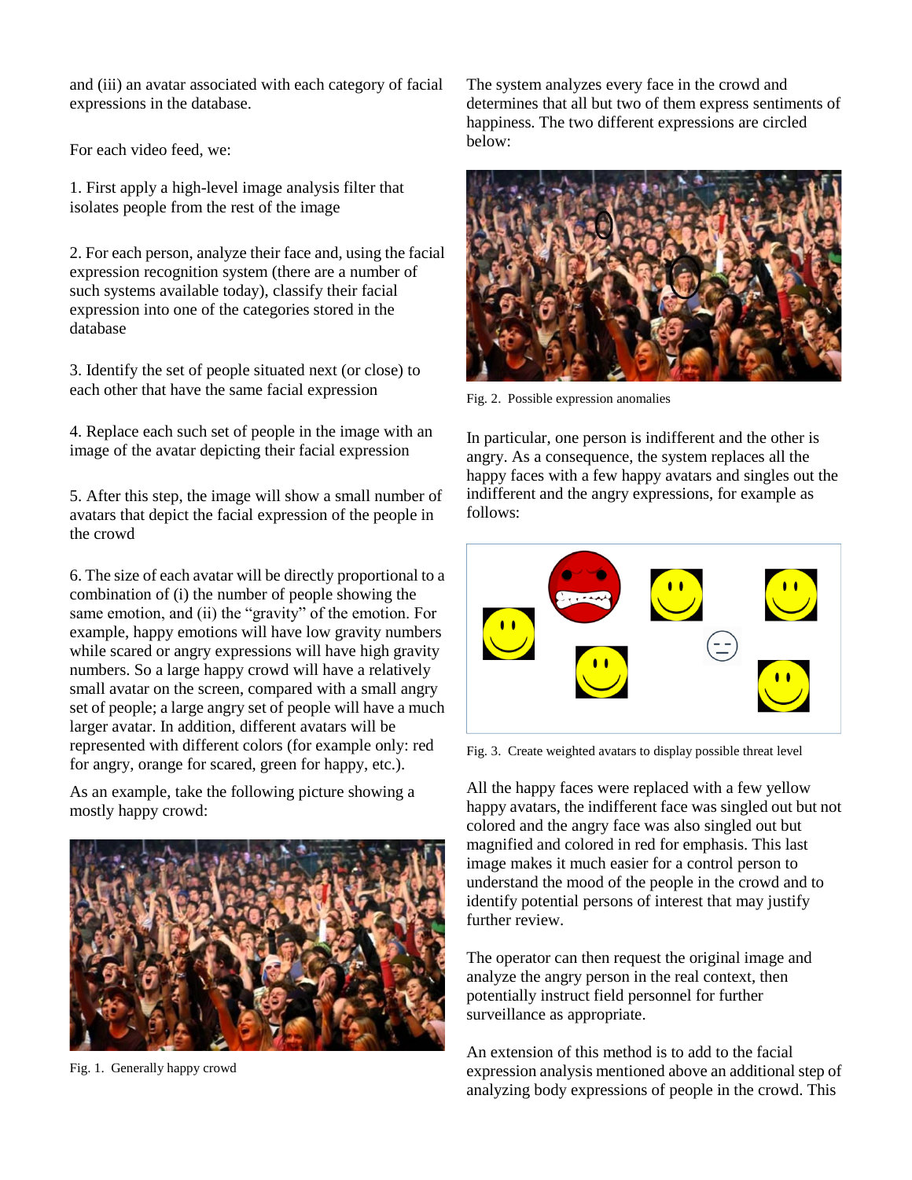and (iii) an avatar associated with each category of facial expressions in the database.

For each video feed, we:

1. First apply a high-level image analysis filter that isolates people from the rest of the image

2. For each person, analyze their face and, using the facial expression recognition system (there are a number of such systems available today), classify their facial expression into one of the categories stored in the database

3. Identify the set of people situated next (or close) to each other that have the same facial expression

4. Replace each such set of people in the image with an image of the avatar depicting their facial expression

5. After this step, the image will show a small number of avatars that depict the facial expression of the people in the crowd

6. The size of each avatar will be directly proportional to a combination of (i) the number of people showing the same emotion, and (ii) the "gravity" of the emotion. For example, happy emotions will have low gravity numbers while scared or angry expressions will have high gravity numbers. So a large happy crowd will have a relatively small avatar on the screen, compared with a small angry set of people; a large angry set of people will have a much larger avatar. In addition, different avatars will be represented with different colors (for example only: red for angry, orange for scared, green for happy, etc.).

As an example, take the following picture showing a mostly happy crowd:

Fig. 1. Generally happy crowd

The system analyzes every face in the crowd and determines that all but two of them express sentiments of happiness. The two different expressions are circled below:

Fig. 2. Possible expression anomalies

In particular, one person is indifferent and the other is angry. As a consequence, the system replaces all the happy faces with a few happy avatars and singles out the indifferent and the angry expressions, for example as follows:

Fig. 3. Create weighted avatars to display possible threat level

All the happy faces were replaced with a few yellow happy avatars, the indifferent face was singled out but not colored and the angry face was also singled out but magnified and colored in red for emphasis. This last image makes it much easier for a control person to understand the mood of the people in the crowd and to identify potential persons of interest that may justify further review.

The operator can then request the original image and analyze the angry person in the real context, then potentially instruct field personnel for further surveillance as appropriate.

An extension of this method is to add to the facial expression analysis mentioned above an additional step of analyzing body expressions of people in the crowd. This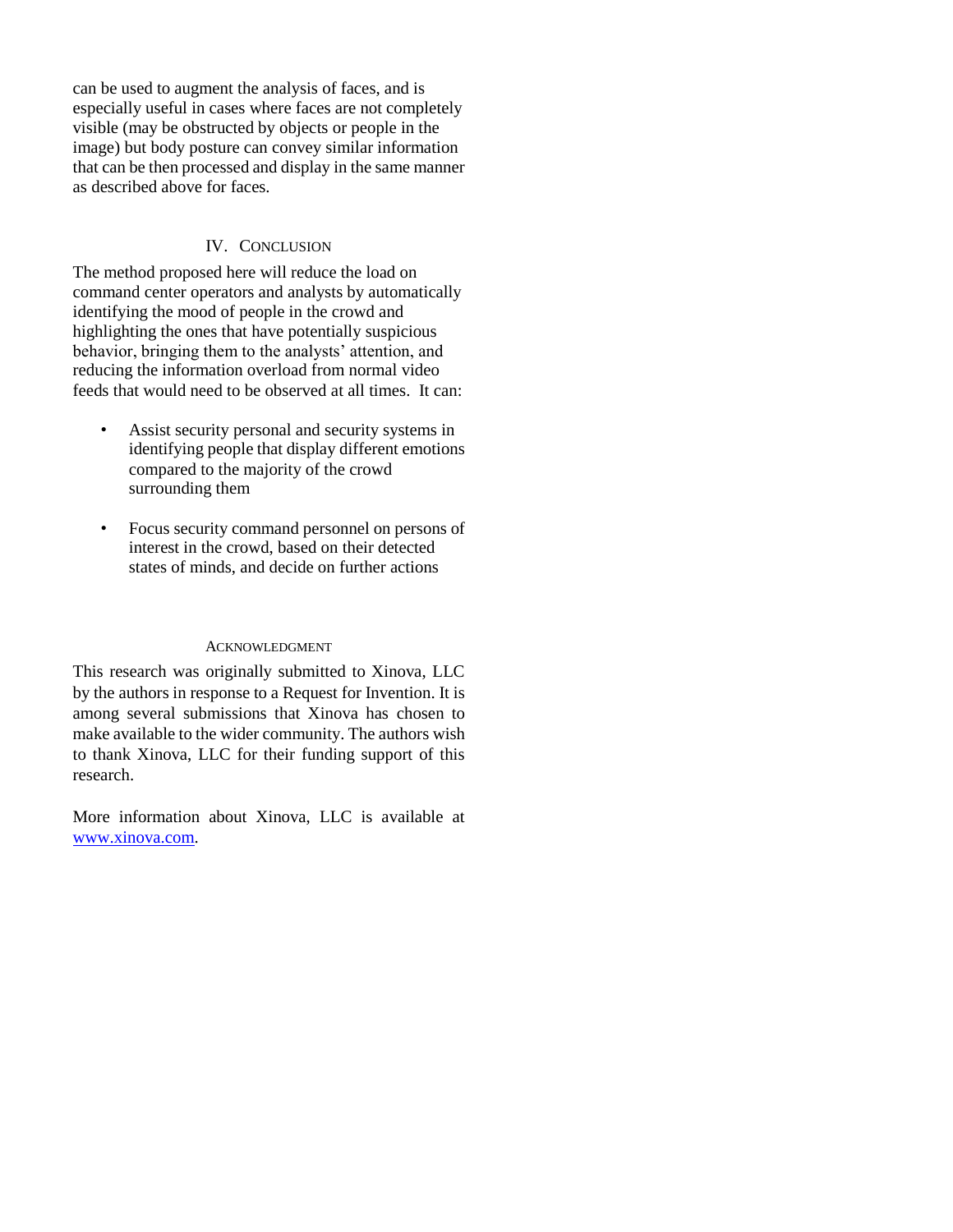can be used to augment the analysis of faces, and is especially useful in cases where faces are not completely visible (may be obstructed by objects or people in the image) but body posture can convey similar information that can be then processed and display in the same manner as described above for faces.

## IV. Conclusion

The method proposed here will reduce the load on command center operators and analysts by automatically identifying the mood of people in the crowd and highlighting the ones that have potentially suspicious behavior, bringing them to the analysts' attention, and reducing the information overload from normal video feeds that would need to be observed at all times. It can:

- Assist security personal and security systems in identifying people that display different emotions compared to the majority of the crowd surrounding them
- Focus security command personnel on persons of interest in the crowd, based on their detected states of minds, and decide on further actions

## Acknowledgment

This research was originally submitted to Xinova, LLC by the authors in response to a Request for Invention. It is among several submissions that Xinova has chosen to make available to the wider community. The authors wish to thank Xinova, LLC for their funding support of this research.

More information about Xinova, LLC is available at [www.xinova.com](http://www.xinova.com).